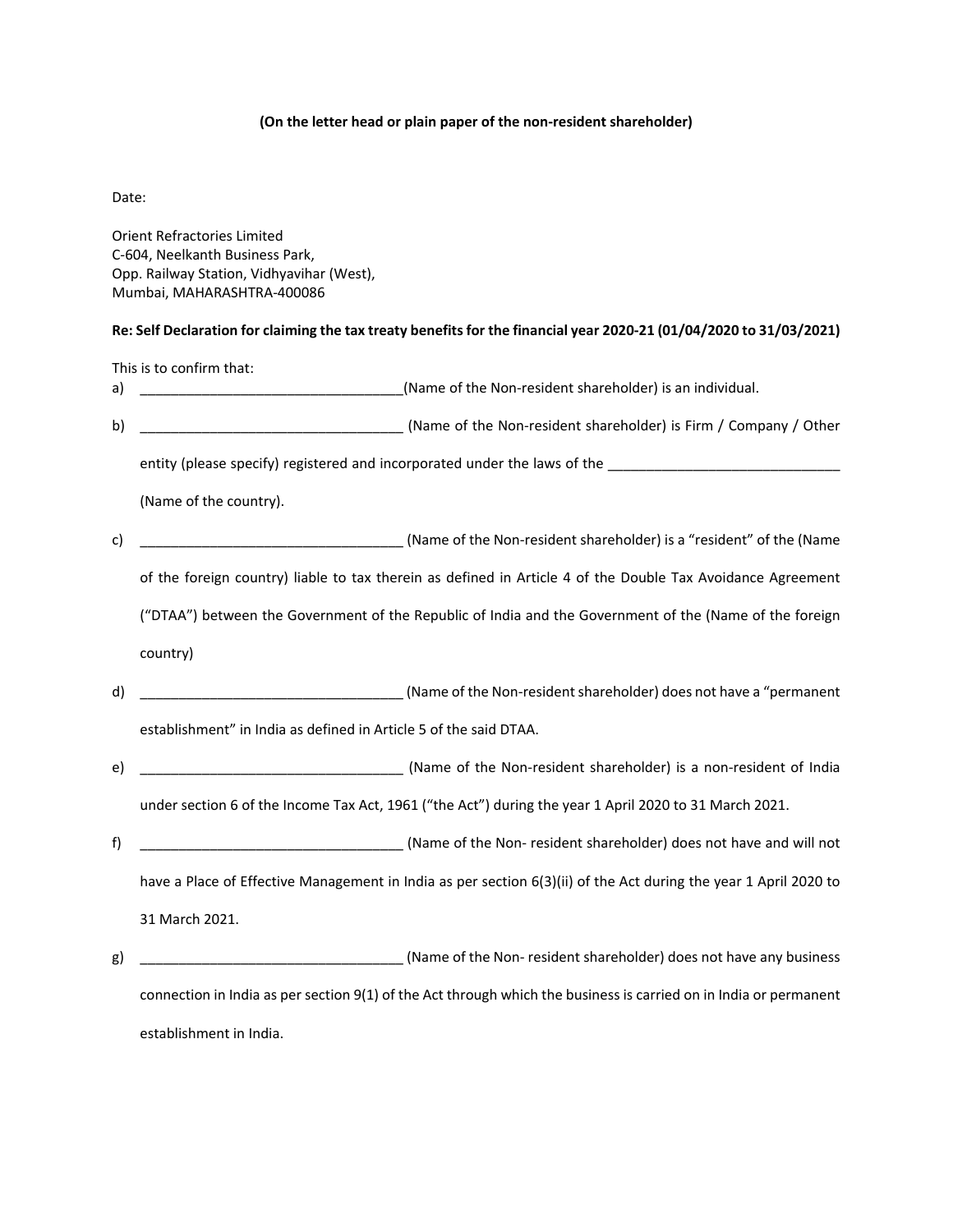**(On the letter head or plain paper of the non-resident shareholder)**

Date:

Orient Refractories Limited
C-604, Neelkanth Business Park,
Opp. Railway Station, Vidhyavihar (West),
Mumbai, MAHARASHTRA-400086

**Re: Self Declaration for claiming the tax treaty benefits for the financial year 2020-21 (01/04/2020 to 31/03/2021)**

This is to confirm that:

a) __________________________________(Name of the Non-resident shareholder) is an individual.

b) __________________________________ (Name of the Non-resident shareholder) is Firm / Company / Other entity (please specify) registered and incorporated under the laws of the ______________________________ (Name of the country).

c) __________________________________ (Name of the Non-resident shareholder) is a "resident" of the (Name of the foreign country) liable to tax therein as defined in Article 4 of the Double Tax Avoidance Agreement ("DTAA") between the Government of the Republic of India and the Government of the (Name of the foreign country)

d) __________________________________ (Name of the Non-resident shareholder) does not have a "permanent establishment" in India as defined in Article 5 of the said DTAA.

e) __________________________________ (Name of the Non-resident shareholder) is a non-resident of India under section 6 of the Income Tax Act, 1961 ("the Act") during the year 1 April 2020 to 31 March 2021.

f) __________________________________ (Name of the Non- resident shareholder) does not have and will not have a Place of Effective Management in India as per section 6(3)(ii) of the Act during the year 1 April 2020 to 31 March 2021.

g) __________________________________ (Name of the Non- resident shareholder) does not have any business connection in India as per section 9(1) of the Act through which the business is carried on in India or permanent establishment in India.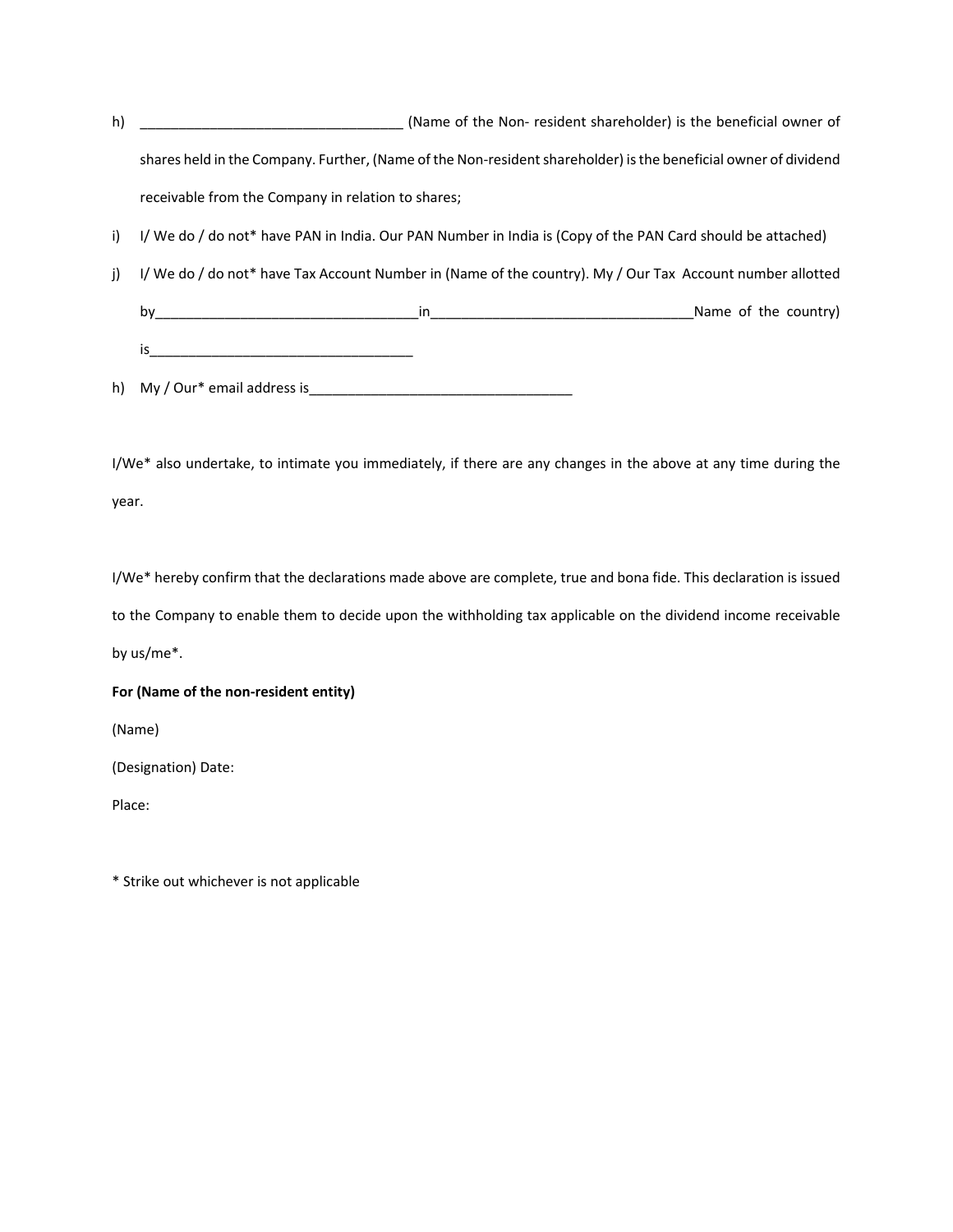h) __________________________________ (Name of the Non- resident shareholder) is the beneficial owner of shares held in the Company. Further, (Name of the Non-resident shareholder) is the beneficial owner of dividend receivable from the Company in relation to shares;

i) I/ We do / do not* have PAN in India. Our PAN Number in India is (Copy of the PAN Card should be attached)

j) I/ We do / do not* have Tax Account Number in (Name of the country). My / Our Tax Account number allotted by__________________________________in__________________________________Name of the country) is__________________________________

h) My / Our* email address is__________________________________

I/We* also undertake, to intimate you immediately, if there are any changes in the above at any time during the year.

I/We* hereby confirm that the declarations made above are complete, true and bona fide. This declaration is issued to the Company to enable them to decide upon the withholding tax applicable on the dividend income receivable by us/me*.

**For (Name of the non-resident entity)**

(Name)

(Designation) Date:

Place:

* Strike out whichever is not applicable